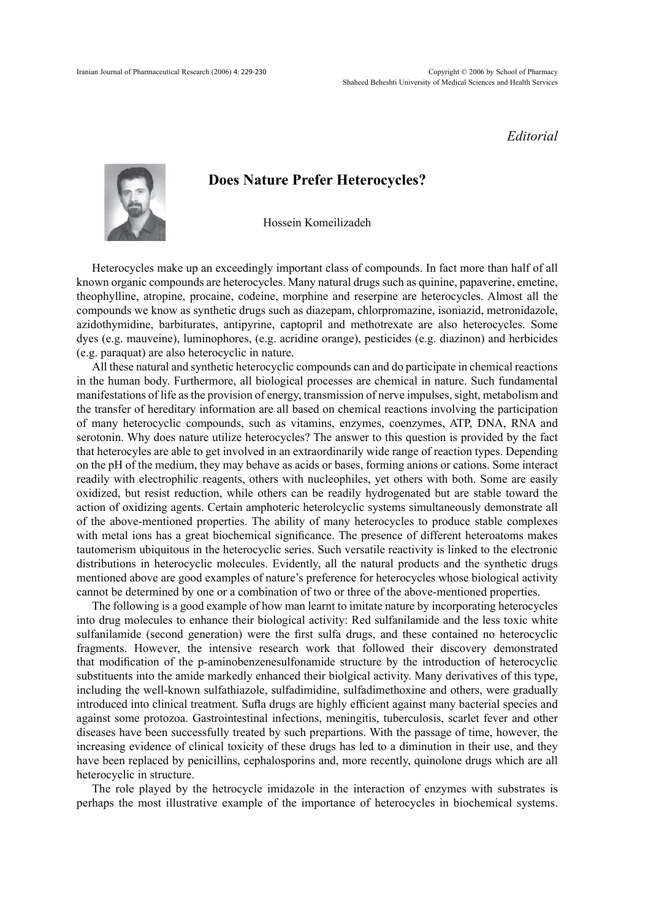*Editorial*

# Does Nature Prefer Heterocycles?

Hossein Komeilizadeh

Heterocycles make up an exceedingly important class of compounds. In fact more than half of all known organic compounds are heterocycles. Many natural drugs such as quinine, papaverine, emetine, theophylline, atropine, procaine, codeine, morphine and reserpine are heterocycles. Almost all the compounds we know as synthetic drugs such as diazepam, chlorpromazine, isoniazid, metronidazole, azidothymidine, barbiturates, antipyrine, captopril and methotrexate are also heterocycles. Some dyes (e.g. mauveine), luminophores, (e.g. acridine orange), pesticides (e.g. diazinon) and herbicides (e.g. paraquat) are also heterocyclic in nature.

All these natural and synthetic heterocyclic compounds can and do participate in chemical reactions in the human body. Furthermore, all biological processes are chemical in nature. Such fundamental manifestations of life as the provision of energy, transmission of nerve impulses, sight, metabolism and the transfer of hereditary information are all based on chemical reactions involving the participation of many heterocyclic compounds, such as vitamins, enzymes, coenzymes, ATP, DNA, RNA and serotonin. Why does nature utilize heterocycles? The answer to this question is provided by the fact that heterocyles are able to get involved in an extraordinarily wide range of reaction types. Depending on the pH of the medium, they may behave as acids or bases, forming anions or cations. Some interact readily with electrophilic reagents, others with nucleophiles, yet others with both. Some are easily oxidized, but resist reduction, while others can be readily hydrogenated but are stable toward the action of oxidizing agents. Certain amphoteric heterolcyclic systems simultaneously demonstrate all of the above-mentioned properties. The ability of many heterocycles to produce stable complexes with metal ions has a great biochemical significance. The presence of different heteroatoms makes tautomerism ubiquitous in the heterocyclic series. Such versatile reactivity is linked to the electronic distributions in heterocyclic molecules. Evidently, all the natural products and the synthetic drugs mentioned above are good examples of nature's preference for heterocycles whose biological activity cannot be determined by one or a combination of two or three of the above-mentioned properties.

The following is a good example of how man learnt to imitate nature by incorporating heterocycles into drug molecules to enhance their biological activity: Red sulfanilamide and the less toxic white sulfanilamide (second generation) were the first sulfa drugs, and these contained no heterocyclic fragments. However, the intensive research work that followed their discovery demonstrated that modification of the p-aminobenzenesulfonamide structure by the introduction of heterocyclic substituents into the amide markedly enhanced their biolgical activity. Many derivatives of this type, including the well-known sulfathiazole, sulfadimidine, sulfadimethoxine and others, were gradually introduced into clinical treatment. Sufla drugs are highly efficient against many bacterial species and against some protozoa. Gastrointestinal infections, meningitis, tuberculosis, scarlet fever and other diseases have been successfully treated by such prepartions. With the passage of time, however, the increasing evidence of clinical toxicity of these drugs has led to a diminution in their use, and they have been replaced by penicillins, cephalosporins and, more recently, quinolone drugs which are all heterocyclic in structure.

The role played by the hetrocycle imidazole in the interaction of enzymes with substrates is perhaps the most illustrative example of the importance of heterocycles in biochemical systems.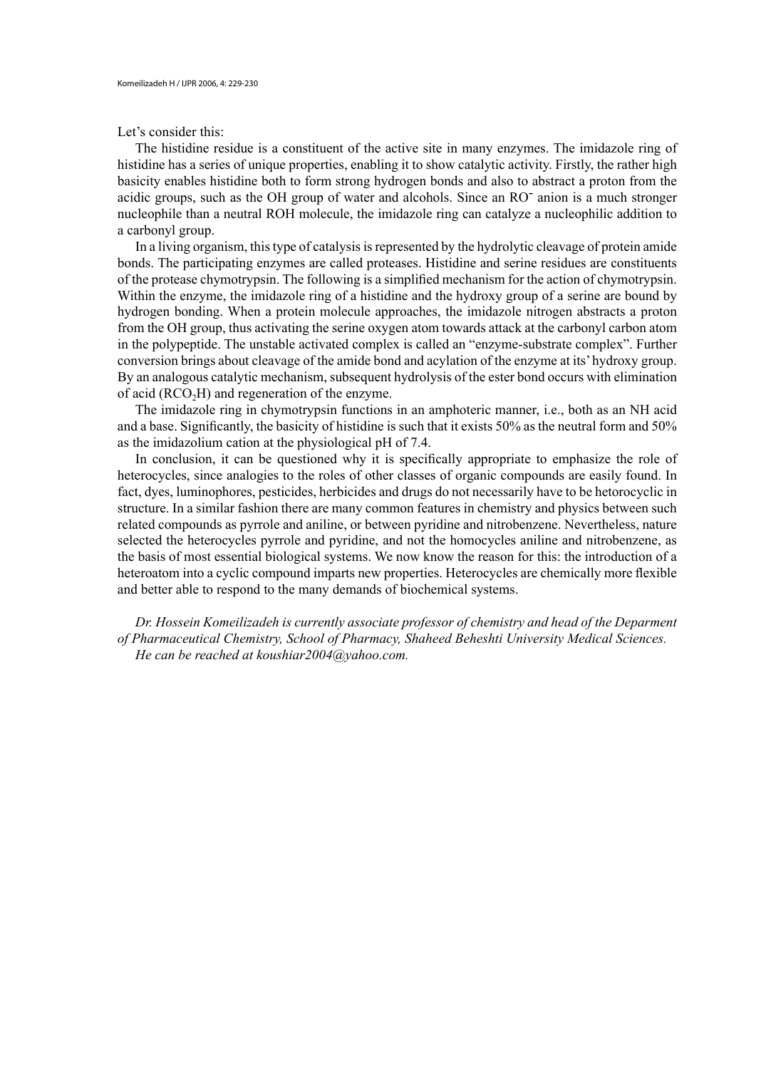Let's consider this:

The histidine residue is a constituent of the active site in many enzymes. The imidazole ring of histidine has a series of unique properties, enabling it to show catalytic activity. Firstly, the rather high basicity enables histidine both to form strong hydrogen bonds and also to abstract a proton from the acidic groups, such as the OH group of water and alcohols. Since an $RO^-$ anion is a much stronger nucleophile than a neutral ROH molecule, the imidazole ring can catalyze a nucleophilic addition to a carbonyl group.

In a living organism, this type of catalysis is represented by the hydrolytic cleavage of protein amide bonds. The participating enzymes are called proteases. Histidine and serine residues are constituents of the protease chymotrypsin. The following is a simplified mechanism for the action of chymotrypsin. Within the enzyme, the imidazole ring of a histidine and the hydroxy group of a serine are bound by hydrogen bonding. When a protein molecule approaches, the imidazole nitrogen abstracts a proton from the OH group, thus activating the serine oxygen atom towards attack at the carbonyl carbon atom in the polypeptide. The unstable activated complex is called an "enzyme-substrate complex". Further conversion brings about cleavage of the amide bond and acylation of the enzyme at its' hydroxy group. By an analogous catalytic mechanism, subsequent hydrolysis of the ester bond occurs with elimination of acid ($RCO_2H$) and regeneration of the enzyme.

The imidazole ring in chymotrypsin functions in an amphoteric manner, i.e., both as an NH acid and a base. Significantly, the basicity of histidine is such that it exists 50% as the neutral form and 50% as the imidazolium cation at the physiological pH of 7.4.

In conclusion, it can be questioned why it is specifically appropriate to emphasize the role of heterocycles, since analogies to the roles of other classes of organic compounds are easily found. In fact, dyes, luminophores, pesticides, herbicides and drugs do not necessarily have to be hetorocyclic in structure. In a similar fashion there are many common features in chemistry and physics between such related compounds as pyrrole and aniline, or between pyridine and nitrobenzene. Nevertheless, nature selected the heterocycles pyrrole and pyridine, and not the homocycles aniline and nitrobenzene, as the basis of most essential biological systems. We now know the reason for this: the introduction of a heteroatom into a cyclic compound imparts new properties. Heterocycles are chemically more flexible and better able to respond to the many demands of biochemical systems.

*Dr. Hossein Komeilizadeh is currently associate professor of chemistry and head of the Deparment of Pharmaceutical Chemistry, School of Pharmacy, Shaheed Beheshti University Medical Sciences.*

*He can be reached at koushiar2004@yahoo.com.*